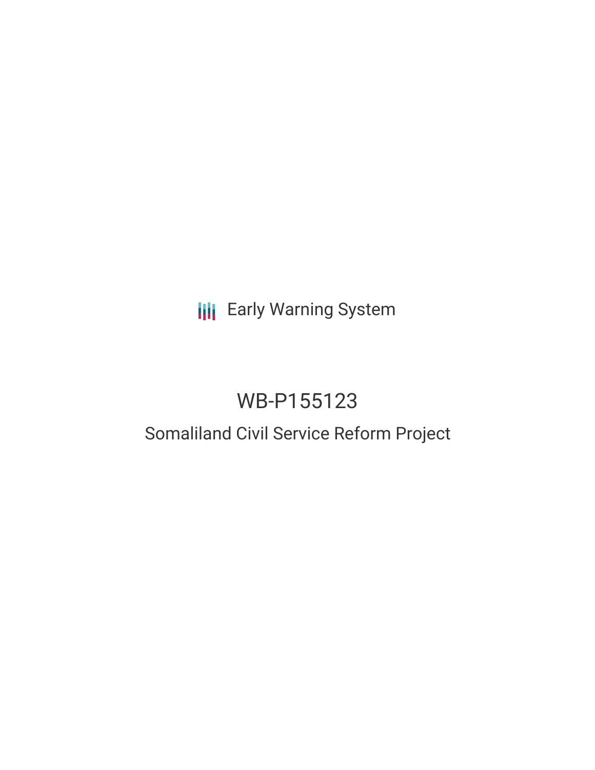Early Warning System

# WB-P155123

## Somaliland Civil Service Reform Project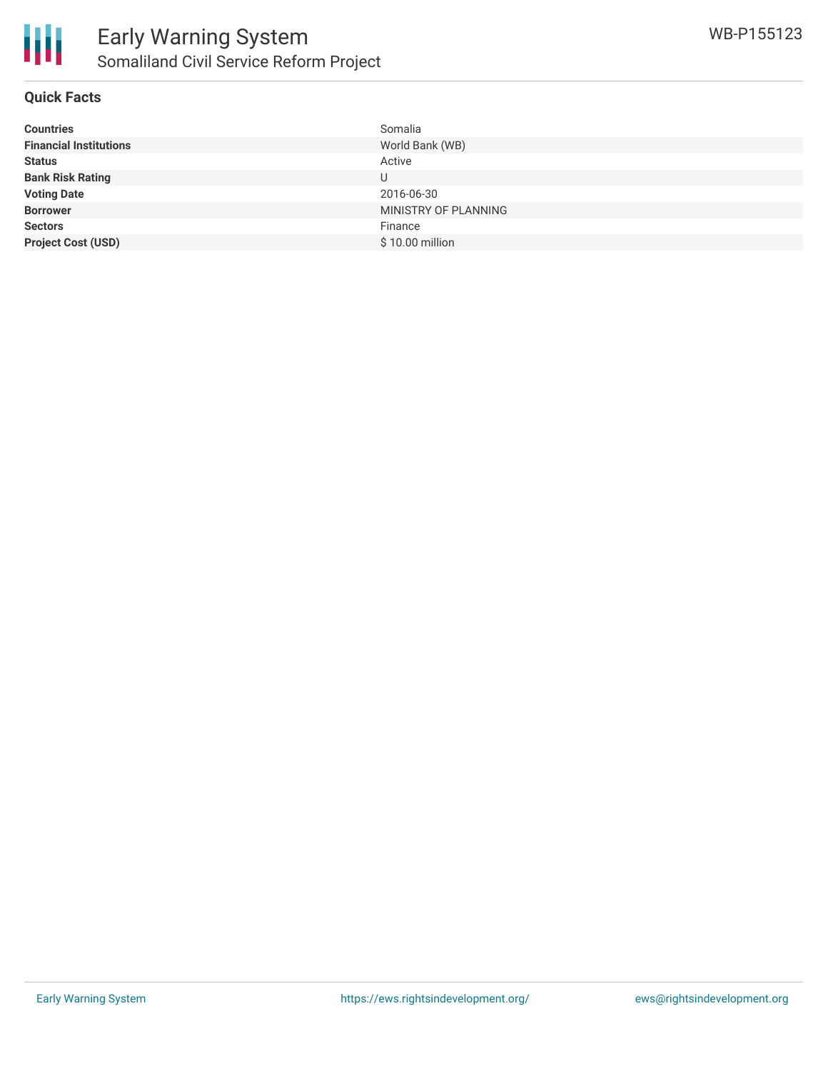# Early Warning System

## Somaliland Civil Service Reform Project

WB-P155123

### Quick Facts

| | |
|---|---|
| **Countries** | Somalia |
| **Financial Institutions** | World Bank (WB) |
| **Status** | Active |
| **Bank Risk Rating** | U |
| **Voting Date** | 2016-06-30 |
| **Borrower** | MINISTRY OF PLANNING |
| **Sectors** | Finance |
| **Project Cost (USD)** | $ 10.00 million |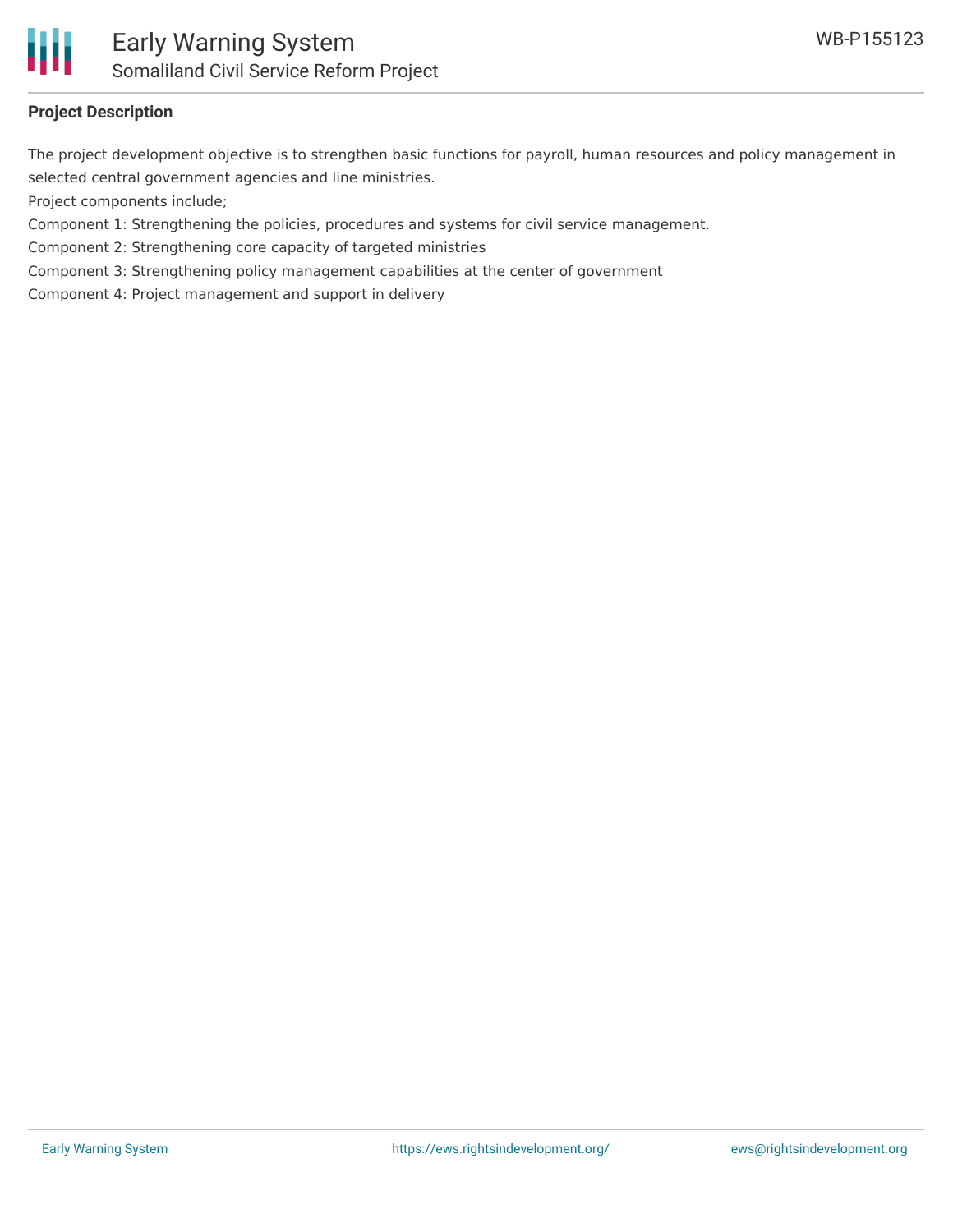**Project Description**

The project development objective is to strengthen basic functions for payroll, human resources and policy management in selected central government agencies and line ministries.

Project components include;

Component 1: Strengthening the policies, procedures and systems for civil service management.

Component 2: Strengthening core capacity of targeted ministries

Component 3: Strengthening policy management capabilities at the center of government

Component 4: Project management and support in delivery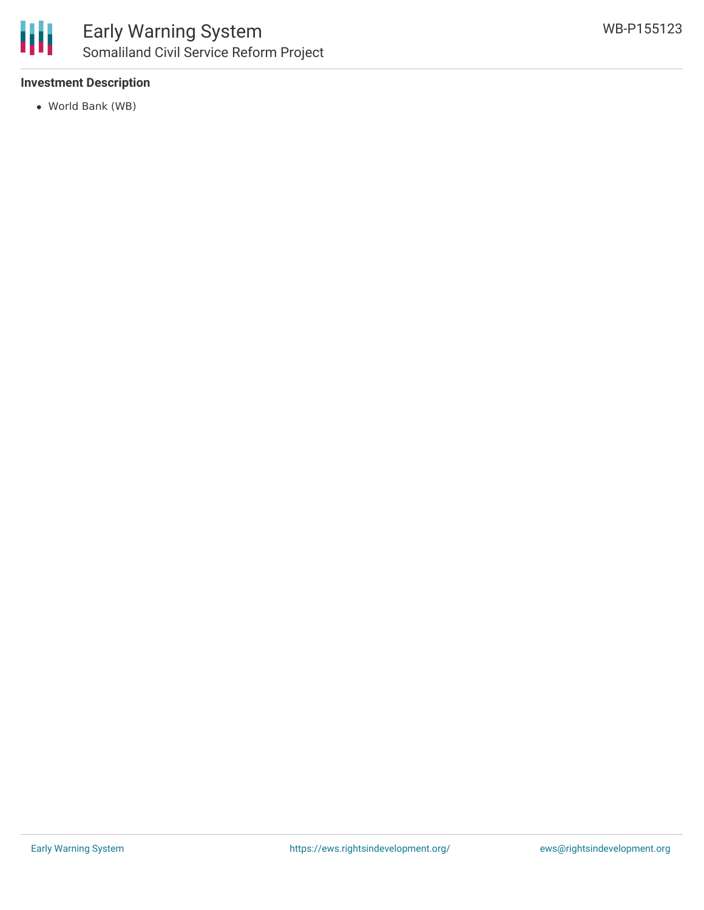### Investment Description

- World Bank (WB)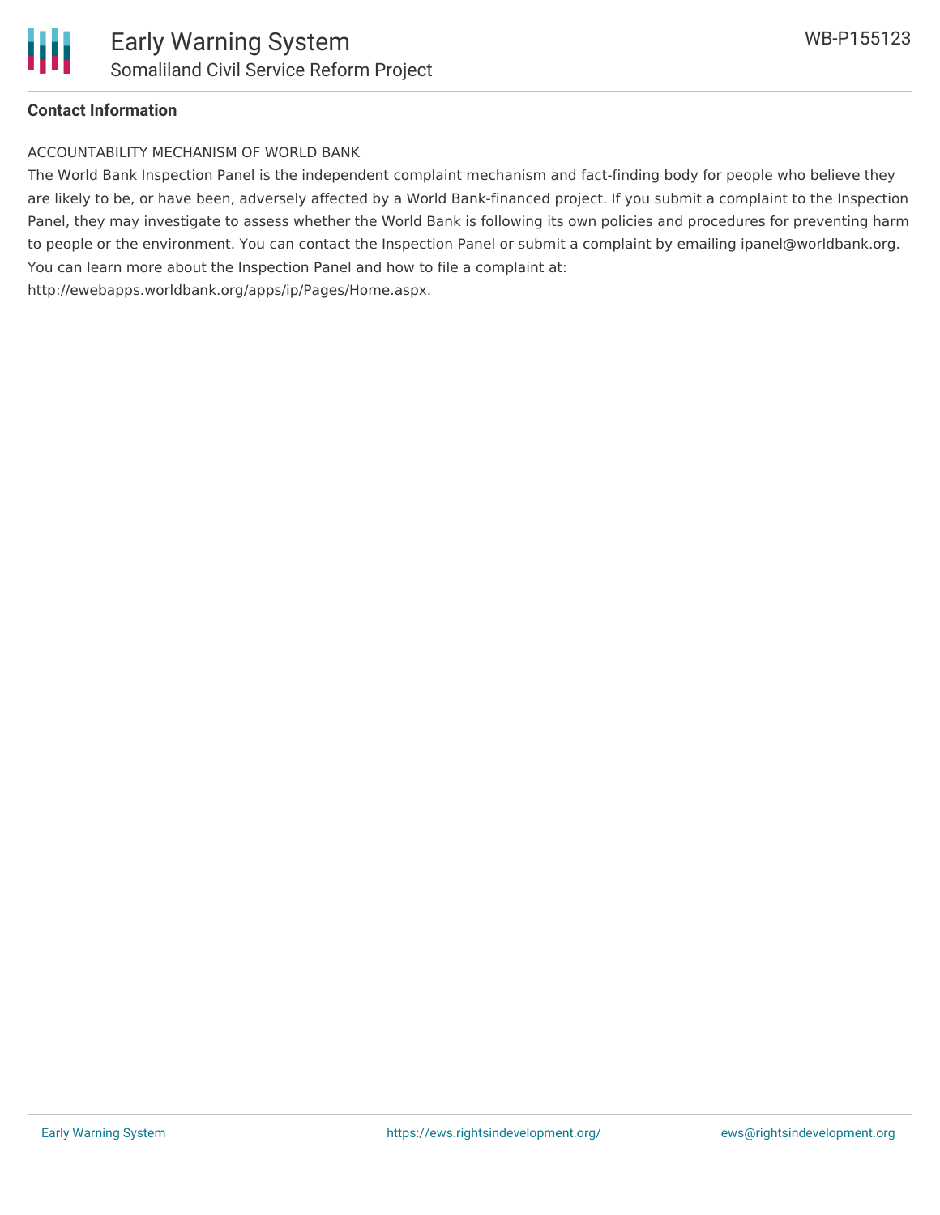**Contact Information**

ACCOUNTABILITY MECHANISM OF WORLD BANK

The World Bank Inspection Panel is the independent complaint mechanism and fact-finding body for people who believe they are likely to be, or have been, adversely affected by a World Bank-financed project. If you submit a complaint to the Inspection Panel, they may investigate to assess whether the World Bank is following its own policies and procedures for preventing harm to people or the environment. You can contact the Inspection Panel or submit a complaint by emailing ipanel@worldbank.org. You can learn more about the Inspection Panel and how to file a complaint at: http://ewebapps.worldbank.org/apps/ip/Pages/Home.aspx.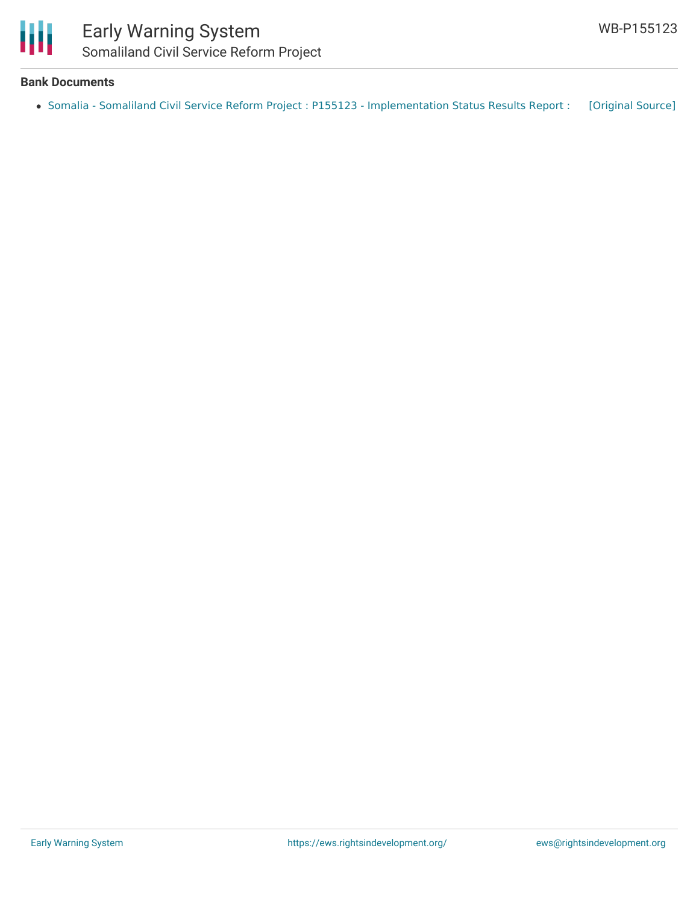**Bank Documents**

- Somalia - Somaliland Civil Service Reform Project : P155123 - Implementation Status Results Report : [Original Source]